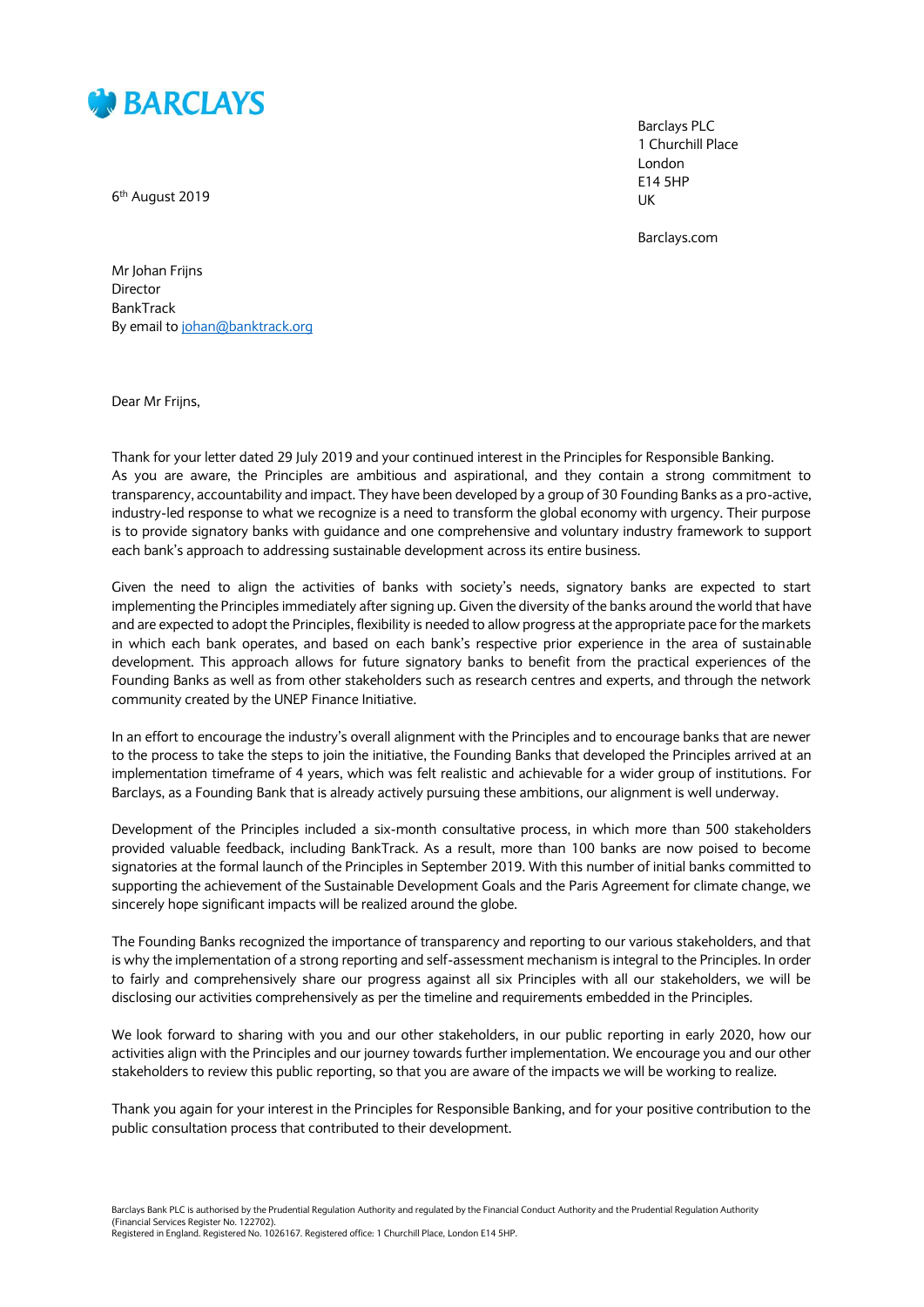BARCLAYS

Barclays PLC
1 Churchill Place
London
E14 5HP
UK

Barclays.com

6th August 2019

Mr Johan Frijns
Director
BankTrack
By email to johan@banktrack.org

Dear Mr Frijns,

Thank for your letter dated 29 July 2019 and your continued interest in the Principles for Responsible Banking. As you are aware, the Principles are ambitious and aspirational, and they contain a strong commitment to transparency, accountability and impact. They have been developed by a group of 30 Founding Banks as a pro-active, industry-led response to what we recognize is a need to transform the global economy with urgency. Their purpose is to provide signatory banks with guidance and one comprehensive and voluntary industry framework to support each bank's approach to addressing sustainable development across its entire business.

Given the need to align the activities of banks with society's needs, signatory banks are expected to start implementing the Principles immediately after signing up. Given the diversity of the banks around the world that have and are expected to adopt the Principles, flexibility is needed to allow progress at the appropriate pace for the markets in which each bank operates, and based on each bank's respective prior experience in the area of sustainable development. This approach allows for future signatory banks to benefit from the practical experiences of the Founding Banks as well as from other stakeholders such as research centres and experts, and through the network community created by the UNEP Finance Initiative.

In an effort to encourage the industry's overall alignment with the Principles and to encourage banks that are newer to the process to take the steps to join the initiative, the Founding Banks that developed the Principles arrived at an implementation timeframe of 4 years, which was felt realistic and achievable for a wider group of institutions. For Barclays, as a Founding Bank that is already actively pursuing these ambitions, our alignment is well underway.

Development of the Principles included a six-month consultative process, in which more than 500 stakeholders provided valuable feedback, including BankTrack. As a result, more than 100 banks are now poised to become signatories at the formal launch of the Principles in September 2019. With this number of initial banks committed to supporting the achievement of the Sustainable Development Goals and the Paris Agreement for climate change, we sincerely hope significant impacts will be realized around the globe.

The Founding Banks recognized the importance of transparency and reporting to our various stakeholders, and that is why the implementation of a strong reporting and self-assessment mechanism is integral to the Principles. In order to fairly and comprehensively share our progress against all six Principles with all our stakeholders, we will be disclosing our activities comprehensively as per the timeline and requirements embedded in the Principles.

We look forward to sharing with you and our other stakeholders, in our public reporting in early 2020, how our activities align with the Principles and our journey towards further implementation. We encourage you and our other stakeholders to review this public reporting, so that you are aware of the impacts we will be working to realize.

Thank you again for your interest in the Principles for Responsible Banking, and for your positive contribution to the public consultation process that contributed to their development.

Barclays Bank PLC is authorised by the Prudential Regulation Authority and regulated by the Financial Conduct Authority and the Prudential Regulation Authority (Financial Services Register No. 122702).
Registered in England. Registered No. 1026167. Registered office: 1 Churchill Place, London E14 5HP.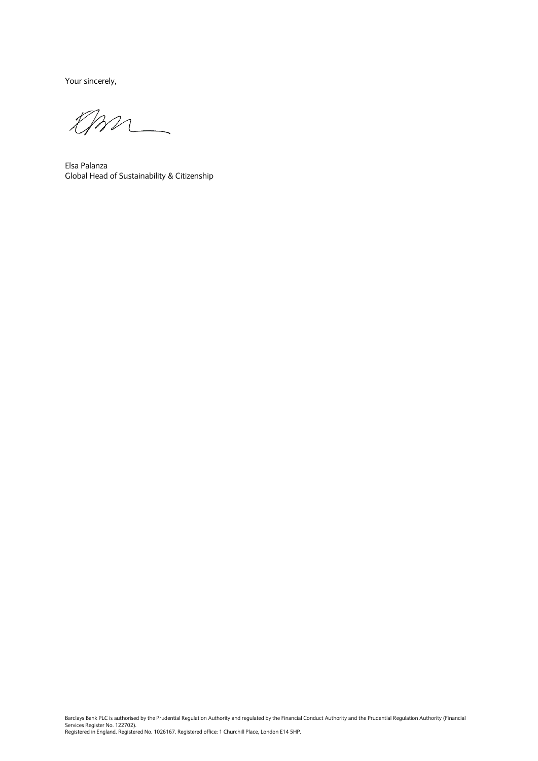Your sincerely,

Elsa Palanza
Global Head of Sustainability & Citizenship

Barclays Bank PLC is authorised by the Prudential Regulation Authority and regulated by the Financial Conduct Authority and the Prudential Regulation Authority (Financial Services Register No. 122702).
Registered in England. Registered No. 1026167. Registered office: 1 Churchill Place, London E14 5HP.